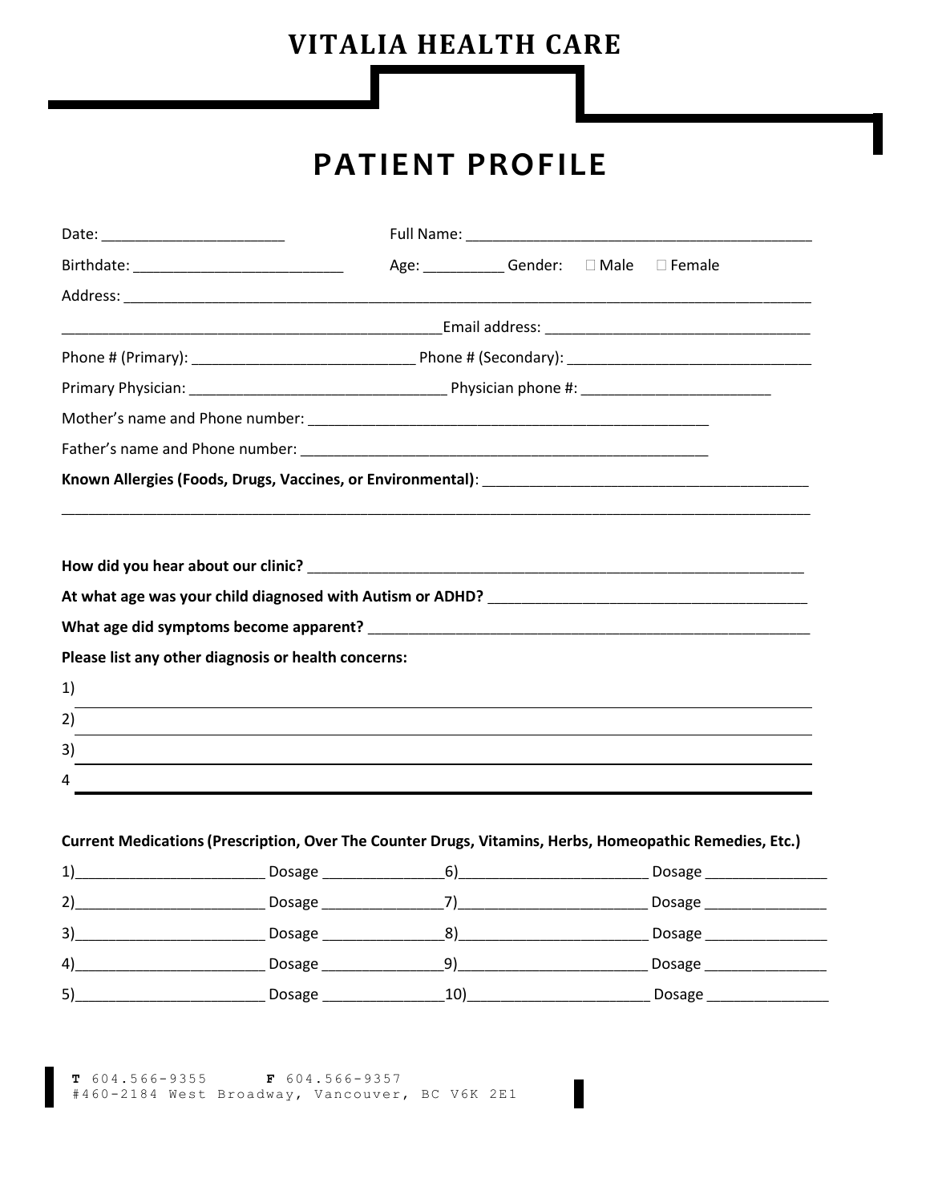# VITALIA HEALTH CARE

## PATIENT PROFILE

Date: ______________________ Full Name: ___________________________________________

Birthdate: __________________________ Age: __________ Gender: ☐ Male ☐ Female

Address: _____________________________________________________________________________________

_______________________________________________Email address: _________________________________

Phone # (Primary): ___________________________ Phone # (Secondary): ______________________________

Primary Physician: _______________________________ Physician phone #: _______________________

Mother's name and Phone number: __________________________________________________

Father's name and Phone number: ___________________________________________________

**Known Allergies (Foods, Drugs, Vaccines, or Environmental)**: ________________________________________

_____________________________________________________________________________________________

**How did you hear about our clinic?** ______________________________________________________________

**At what age was your child diagnosed with Autism or ADHD?** _______________________________________

**What age did symptoms become apparent?** _______________________________________________________

**Please list any other diagnosis or health concerns:**

1) _____________________________________________________________________________________________

2) _____________________________________________________________________________________________

3) _____________________________________________________________________________________________

4 _____________________________________________________________________________________________

**Current Medications (Prescription, Over The Counter Drugs, Vitamins, Herbs, Homeopathic Remedies, Etc.)**

1)_______________________ Dosage ______________ 6)______________________ Dosage ______________

2)_______________________ Dosage ______________ 7)______________________ Dosage ______________

3)_______________________ Dosage ______________ 8)______________________ Dosage ______________

4)_______________________ Dosage ______________ 9)______________________ Dosage ______________

5)_______________________ Dosage ______________ 10)_____________________ Dosage ______________

**T** 604.566-9355 **F** 604.566-9357
#460-2184 West Broadway, Vancouver, BC V6K 2E1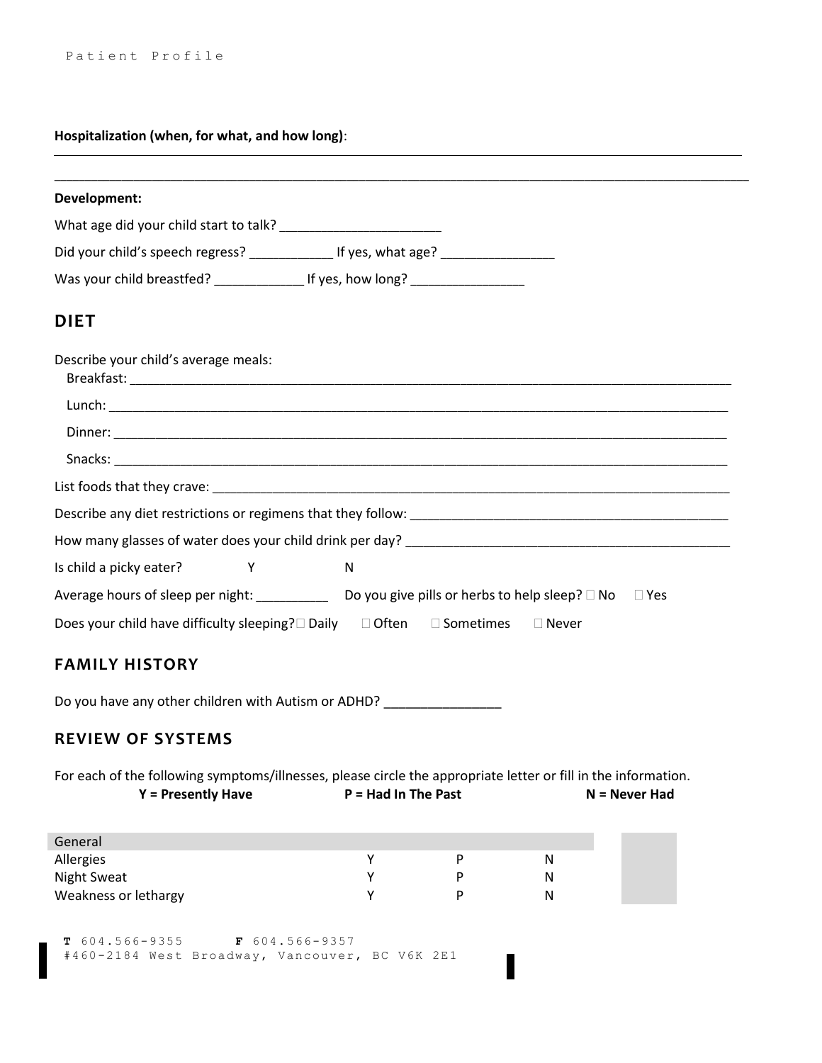**Hospitalization (when, for what, and how long)**: 

___________________________________________________________________________________________

___________________________________________________________________________________________

**Development:**

What age did your child start to talk? ______________________

Did your child's speech regress? ___________ If yes, what age? _______________

Was your child breastfed? ____________ If yes, how long? _______________

## DIET

Describe your child's average meals:

Breakfast: ___________________________________________________________________________________

Lunch: ______________________________________________________________________________________

Dinner: _____________________________________________________________________________________

Snacks: _____________________________________________________________________________________

List foods that they crave: ___________________________________________________________________

Describe any diet restrictions or regimens that they follow: ____________________________________________

How many glasses of water does your child drink per day? _____________________________________________

Is child a picky eater? Y N

Average hours of sleep per night: __________ Do you give pills or herbs to help sleep? ☐ No ☐ Yes

Does your child have difficulty sleeping? ☐ Daily ☐ Often ☐ Sometimes ☐ Never

## FAMILY HISTORY

Do you have any other children with Autism or ADHD? ________________

## REVIEW OF SYSTEMS

For each of the following symptoms/illnesses, please circle the appropriate letter or fill in the information.

**Y = Presently Have** **P = Had In The Past** **N = Never Had**

| General | | | | |
|---|---|---|---|---|
| Allergies | Y | P | N | |
| Night Sweat | Y | P | N | |
| Weakness or lethargy | Y | P | N | |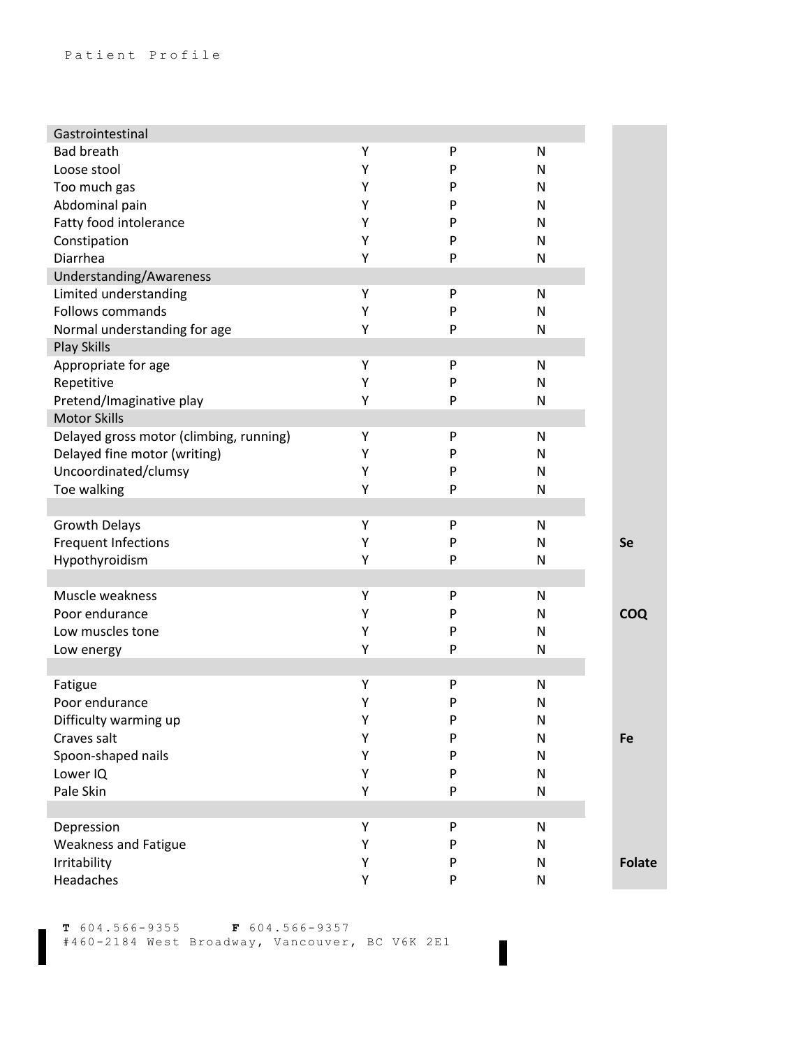Patient Profile

| Gastrointestinal | | | | |
|---|---|---|---|---|
| Bad breath | Y | P | N | |
| Loose stool | Y | P | N | |
| Too much gas | Y | P | N | |
| Abdominal pain | Y | P | N | |
| Fatty food intolerance | Y | P | N | |
| Constipation | Y | P | N | |
| Diarrhea | Y | P | N | |
| **Understanding/Awareness** | | | | |
| Limited understanding | Y | P | N | |
| Follows commands | Y | P | N | |
| Normal understanding for age | Y | P | N | |
| **Play Skills** | | | | |
| Appropriate for age | Y | P | N | |
| Repetitive | Y | P | N | |
| Pretend/Imaginative play | Y | P | N | |
| **Motor Skills** | | | | |
| Delayed gross motor (climbing, running) | Y | P | N | |
| Delayed fine motor (writing) | Y | P | N | |
| Uncoordinated/clumsy | Y | P | N | |
| Toe walking | Y | P | N | |
| | | | | |
| Growth Delays | Y | P | N | |
| Frequent Infections | Y | P | N | **Se** |
| Hypothyroidism | Y | P | N | |
| | | | | |
| Muscle weakness | Y | P | N | |
| Poor endurance | Y | P | N | **COQ** |
| Low muscles tone | Y | P | N | |
| Low energy | Y | P | N | |
| | | | | |
| Fatigue | Y | P | N | |
| Poor endurance | Y | P | N | |
| Difficulty warming up | Y | P | N | |
| Craves salt | Y | P | N | **Fe** |
| Spoon-shaped nails | Y | P | N | |
| Lower IQ | Y | P | N | |
| Pale Skin | Y | P | N | |
| | | | | |
| Depression | Y | P | N | |
| Weakness and Fatigue | Y | P | N | |
| Irritability | Y | P | N | **Folate** |
| Headaches | Y | P | N | |

**T** 604.566-9355 **F** 604.566-9357
#460-2184 West Broadway, Vancouver, BC V6K 2E1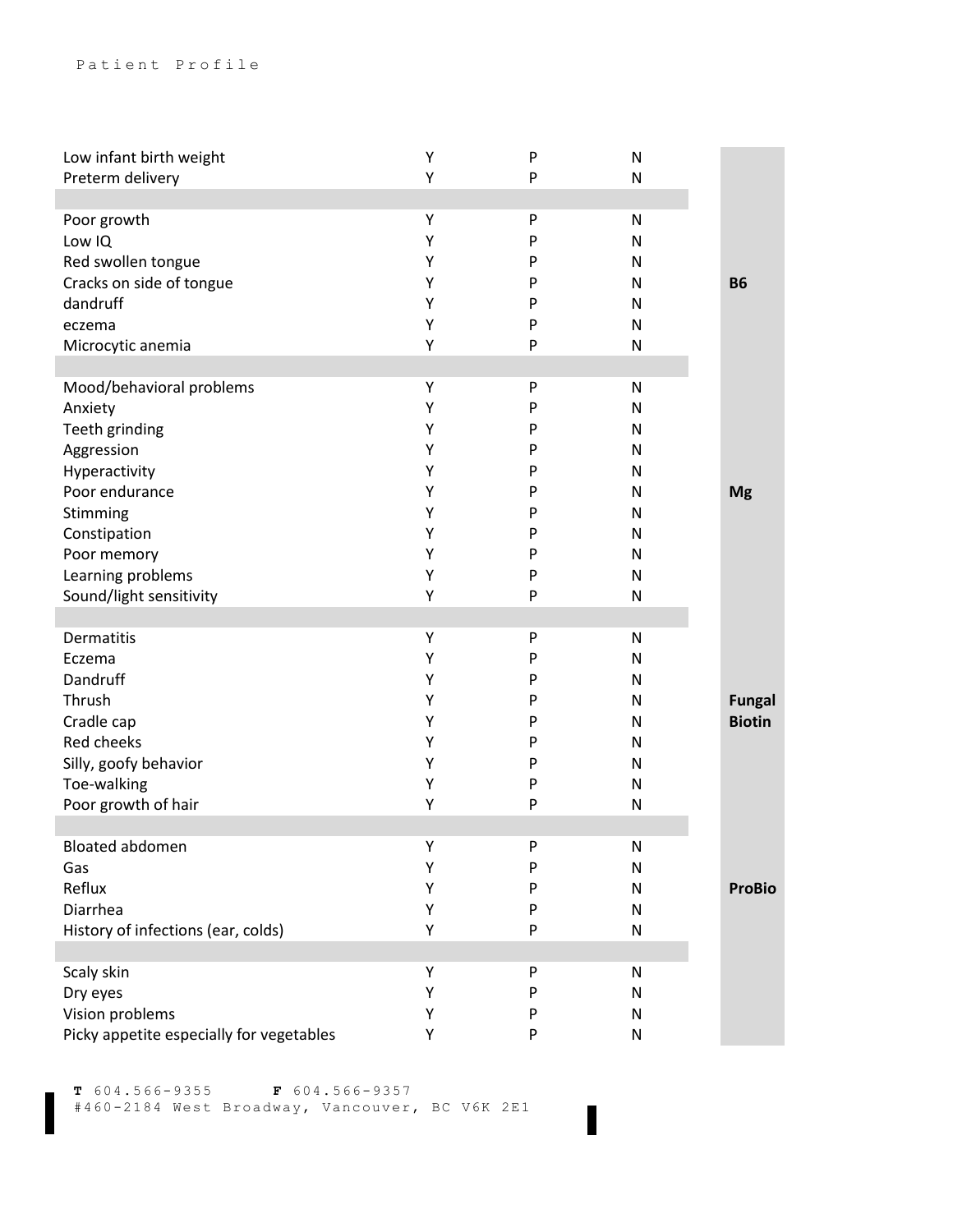| Symptom | Y | P | N | |
|---|---|---|---|---|
| Low infant birth weight | Y | P | N | |
| Preterm delivery | Y | P | N | |
| | | | | |
| Poor growth | Y | P | N | |
| Low IQ | Y | P | N | |
| Red swollen tongue | Y | P | N | |
| Cracks on side of tongue | Y | P | N | **B6** |
| dandruff | Y | P | N | |
| eczema | Y | P | N | |
| Microcytic anemia | Y | P | N | |
| | | | | |
| Mood/behavioral problems | Y | P | N | |
| Anxiety | Y | P | N | |
| Teeth grinding | Y | P | N | |
| Aggression | Y | P | N | |
| Hyperactivity | Y | P | N | |
| Poor endurance | Y | P | N | **Mg** |
| Stimming | Y | P | N | |
| Constipation | Y | P | N | |
| Poor memory | Y | P | N | |
| Learning problems | Y | P | N | |
| Sound/light sensitivity | Y | P | N | |
| | | | | |
| Dermatitis | Y | P | N | |
| Eczema | Y | P | N | |
| Dandruff | Y | P | N | |
| Thrush | Y | P | N | **Fungal** |
| Cradle cap | Y | P | N | **Biotin** |
| Red cheeks | Y | P | N | |
| Silly, goofy behavior | Y | P | N | |
| Toe-walking | Y | P | N | |
| Poor growth of hair | Y | P | N | |
| | | | | |
| Bloated abdomen | Y | P | N | |
| Gas | Y | P | N | |
| Reflux | Y | P | N | **ProBio** |
| Diarrhea | Y | P | N | |
| History of infections (ear, colds) | Y | P | N | |
| | | | | |
| Scaly skin | Y | P | N | |
| Dry eyes | Y | P | N | |
| Vision problems | Y | P | N | |
| Picky appetite especially for vegetables | Y | P | N | |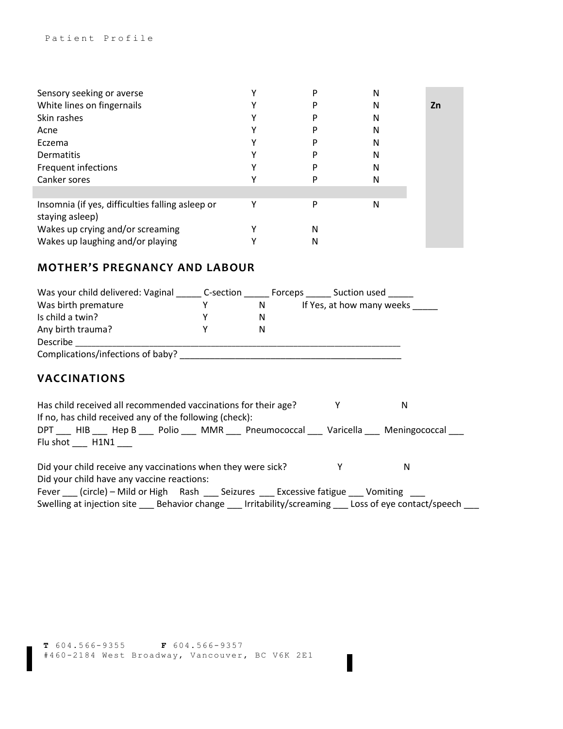| | | | | |
|---|---|---|---|---|
| Sensory seeking or averse | Y | P | N | |
| White lines on fingernails | Y | P | N | **Zn** |
| Skin rashes | Y | P | N | |
| Acne | Y | P | N | |
| Eczema | Y | P | N | |
| Dermatitis | Y | P | N | |
| Frequent infections | Y | P | N | |
| Canker sores | Y | P | N | |
| | | | | |
| Insomnia (if yes, difficulties falling asleep or staying asleep) | Y | P | N | |
| Wakes up crying and/or screaming | Y | N | | |
| Wakes up laughing and/or playing | Y | N | | |

## MOTHER'S PREGNANCY AND LABOUR

Was your child delivered: Vaginal _____ C-section _____ Forceps _____ Suction used _____

| | | | |
|---|---|---|---|
| Was birth premature | Y | N | If Yes, at how many weeks _____ |
| Is child a twin? | Y | N | |
| Any birth trauma? | Y | N | |

Describe ________________________________________________________________

Complications/infections of baby? ___________________________________________

## VACCINATIONS

Has child received all recommended vaccinations for their age? Y N

If no, has child received any of the following (check):

DPT ___ HIB ___ Hep B ___ Polio ___ MMR ___ Pneumococcal ___ Varicella ___ Meningococcal ___ Flu shot ___ H1N1 ___

Did your child receive any vaccinations when they were sick? Y N

Did your child have any vaccine reactions:

Fever ___ (circle) – Mild or High Rash ___ Seizures ___ Excessive fatigue ___ Vomiting ___

Swelling at injection site ___ Behavior change ___ Irritability/screaming ___ Loss of eye contact/speech ___